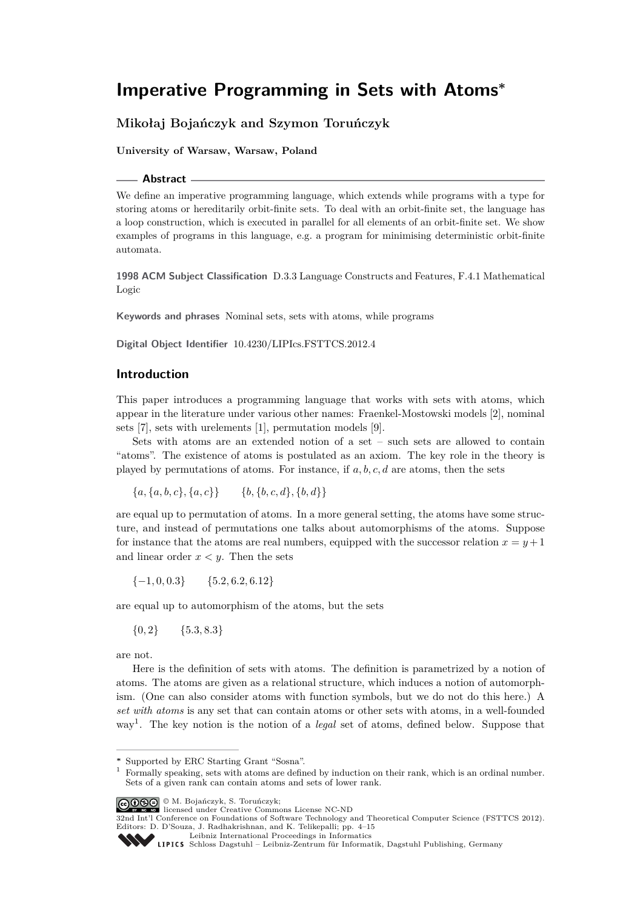# Imperative Programming in Sets with Atoms*

**Mikołaj Bojańczyk and Szymon Toruńczyk**

**University of Warsaw, Warsaw, Poland**

## Abstract

We define an imperative programming language, which extends while programs with a type for storing atoms or hereditarily orbit-finite sets. To deal with an orbit-finite set, the language has a loop construction, which is executed in parallel for all elements of an orbit-finite set. We show examples of programs in this language, e.g. a program for minimising deterministic orbit-finite automata.

**1998 ACM Subject Classification** D.3.3 Language Constructs and Features, F.4.1 Mathematical Logic

**Keywords and phrases** Nominal sets, sets with atoms, while programs

**Digital Object Identifier** 10.4230/LIPIcs.FSTTCS.2012.4

## Introduction

This paper introduces a programming language that works with sets with atoms, which appear in the literature under various other names: Fraenkel-Mostowski models [2], nominal sets [7], sets with urelements [1], permutation models [9].

Sets with atoms are an extended notion of a set – such sets are allowed to contain "atoms". The existence of atoms is postulated as an axiom. The key role in the theory is played by permutations of atoms. For instance, if $a, b, c, d$ are atoms, then the sets

$$\{a, \{a, b, c\}, \{a, c\}\} \qquad \{b, \{b, c, d\}, \{b, d\}\}$$

are equal up to permutation of atoms. In a more general setting, the atoms have some structure, and instead of permutations one talks about automorphisms of the atoms. Suppose for instance that the atoms are real numbers, equipped with the successor relation $x = y + 1$ and linear order $x < y$. Then the sets

$$\{-1, 0, 0.3\} \qquad \{5.2, 6.2, 6.12\}$$

are equal up to automorphism of the atoms, but the sets

$$\{0, 2\} \qquad \{5.3, 8.3\}$$

are not.

Here is the definition of sets with atoms. The definition is parametrized by a notion of atoms. The atoms are given as a relational structure, which induces a notion of automorphism. (One can also consider atoms with function symbols, but we do not do this here.) A *set with atoms* is any set that can contain atoms or other sets with atoms, in a well-founded way[1]. The key notion is the notion of a *legal* set of atoms, defined below. Suppose that

---

* Supported by ERC Starting Grant "Sosna".

[1] Formally speaking, sets with atoms are defined by induction on their rank, which is an ordinal number. Sets of a given rank can contain atoms and sets of lower rank.

© M. Bojańczyk, S. Toruńczyk; licensed under Creative Commons License NC-ND
32nd Int'l Conference on Foundations of Software Technology and Theoretical Computer Science (FSTTCS 2012).
Editors: D. D'Souza, J. Radhakrishnan, and K. Telikepalli; pp. 4–15
Leibniz International Proceedings in Informatics
LIPICS Schloss Dagstuhl – Leibniz-Zentrum für Informatik, Dagstuhl Publishing, Germany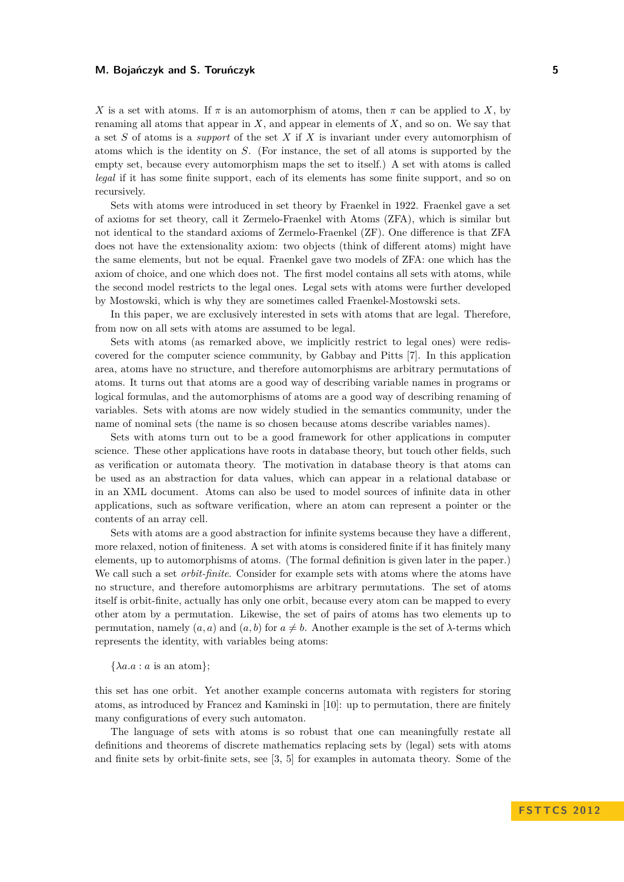$X$ is a set with atoms. If $\pi$ is an automorphism of atoms, then $\pi$ can be applied to $X$, by renaming all atoms that appear in $X$, and appear in elements of $X$, and so on. We say that a set $S$ of atoms is a *support* of the set $X$ if $X$ is invariant under every automorphism of atoms which is the identity on $S$. (For instance, the set of all atoms is supported by the empty set, because every automorphism maps the set to itself.) A set with atoms is called *legal* if it has some finite support, each of its elements has some finite support, and so on recursively.

Sets with atoms were introduced in set theory by Fraenkel in 1922. Fraenkel gave a set of axioms for set theory, call it Zermelo-Fraenkel with Atoms (ZFA), which is similar but not identical to the standard axioms of Zermelo-Fraenkel (ZF). One difference is that ZFA does not have the extensionality axiom: two objects (think of different atoms) might have the same elements, but not be equal. Fraenkel gave two models of ZFA: one which has the axiom of choice, and one which does not. The first model contains all sets with atoms, while the second model restricts to the legal ones. Legal sets with atoms were further developed by Mostowski, which is why they are sometimes called Fraenkel-Mostowski sets.

In this paper, we are exclusively interested in sets with atoms that are legal. Therefore, from now on all sets with atoms are assumed to be legal.

Sets with atoms (as remarked above, we implicitly restrict to legal ones) were rediscovered for the computer science community, by Gabbay and Pitts [7]. In this application area, atoms have no structure, and therefore automorphisms are arbitrary permutations of atoms. It turns out that atoms are a good way of describing variable names in programs or logical formulas, and the automorphisms of atoms are a good way of describing renaming of variables. Sets with atoms are now widely studied in the semantics community, under the name of nominal sets (the name is so chosen because atoms describe variables names).

Sets with atoms turn out to be a good framework for other applications in computer science. These other applications have roots in database theory, but touch other fields, such as verification or automata theory. The motivation in database theory is that atoms can be used as an abstraction for data values, which can appear in a relational database or in an XML document. Atoms can also be used to model sources of infinite data in other applications, such as software verification, where an atom can represent a pointer or the contents of an array cell.

Sets with atoms are a good abstraction for infinite systems because they have a different, more relaxed, notion of finiteness. A set with atoms is considered finite if it has finitely many elements, up to automorphisms of atoms. (The formal definition is given later in the paper.) We call such a set *orbit-finite*. Consider for example sets with atoms where the atoms have no structure, and therefore automorphisms are arbitrary permutations. The set of atoms itself is orbit-finite, actually has only one orbit, because every atom can be mapped to every other atom by a permutation. Likewise, the set of pairs of atoms has two elements up to permutation, namely $(a, a)$ and $(a, b)$ for $a \neq b$. Another example is the set of $\lambda$-terms which represents the identity, with variables being atoms:

$\{\lambda a.a : a \text{ is an atom}\}$;

this set has one orbit. Yet another example concerns automata with registers for storing atoms, as introduced by Francez and Kaminski in [10]: up to permutation, there are finitely many configurations of every such automaton.

The language of sets with atoms is so robust that one can meaningfully restate all definitions and theorems of discrete mathematics replacing sets by (legal) sets with atoms and finite sets by orbit-finite sets, see [3, 5] for examples in automata theory. Some of the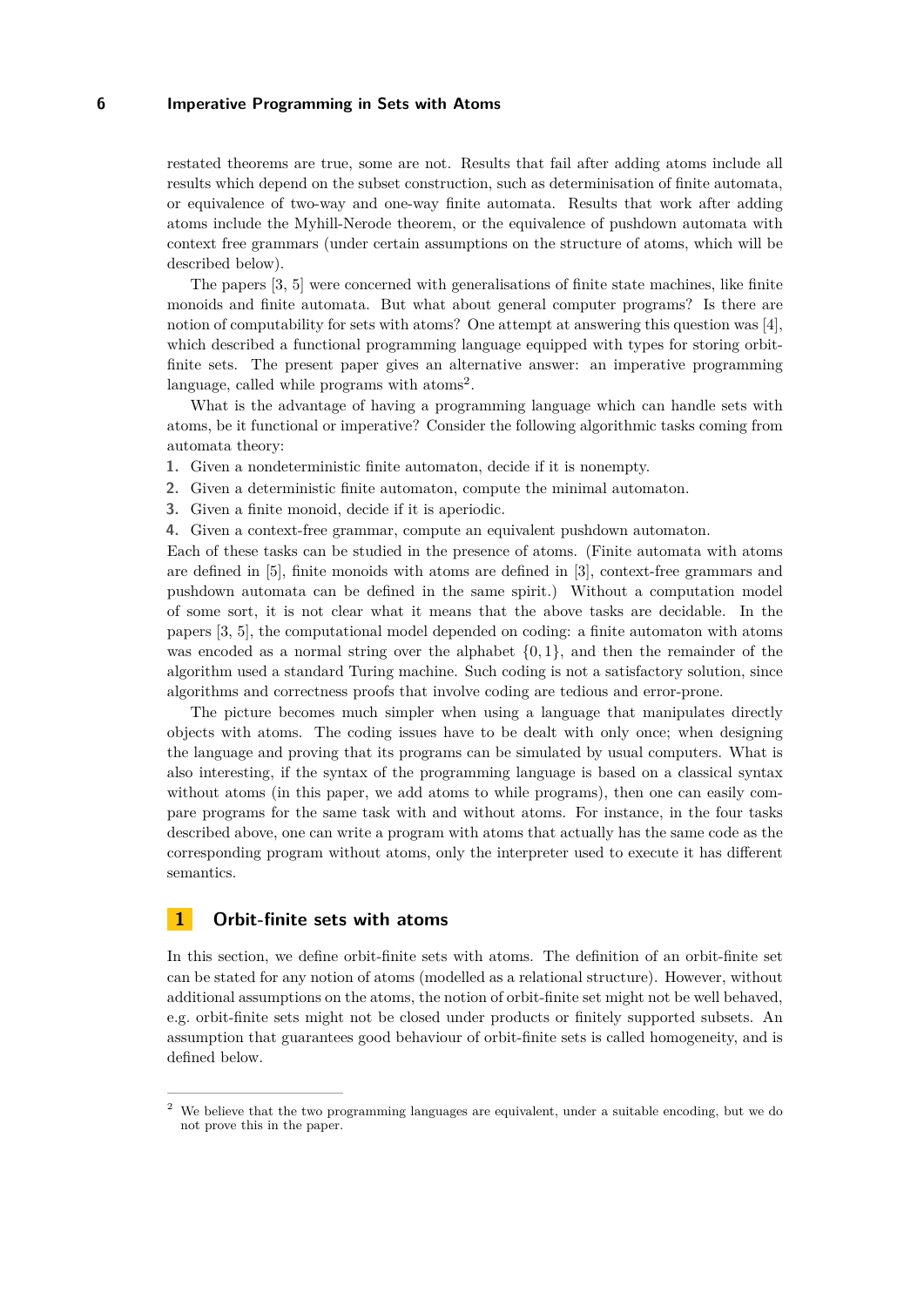restated theorems are true, some are not. Results that fail after adding atoms include all results which depend on the subset construction, such as determinisation of finite automata, or equivalence of two-way and one-way finite automata. Results that work after adding atoms include the Myhill-Nerode theorem, or the equivalence of pushdown automata with context free grammars (under certain assumptions on the structure of atoms, which will be described below).

The papers [3, 5] were concerned with generalisations of finite state machines, like finite monoids and finite automata. But what about general computer programs? Is there are notion of computability for sets with atoms? One attempt at answering this question was [4], which described a functional programming language equipped with types for storing orbit-finite sets. The present paper gives an alternative answer: an imperative programming language, called while programs with atoms[2].

What is the advantage of having a programming language which can handle sets with atoms, be it functional or imperative? Consider the following algorithmic tasks coming from automata theory:

1. Given a nondeterministic finite automaton, decide if it is nonempty.
2. Given a deterministic finite automaton, compute the minimal automaton.
3. Given a finite monoid, decide if it is aperiodic.
4. Given a context-free grammar, compute an equivalent pushdown automaton.

Each of these tasks can be studied in the presence of atoms. (Finite automata with atoms are defined in [5], finite monoids with atoms are defined in [3], context-free grammars and pushdown automata can be defined in the same spirit.) Without a computation model of some sort, it is not clear what it means that the above tasks are decidable. In the papers [3, 5], the computational model depended on coding: a finite automaton with atoms was encoded as a normal string over the alphabet $\{0, 1\}$, and then the remainder of the algorithm used a standard Turing machine. Such coding is not a satisfactory solution, since algorithms and correctness proofs that involve coding are tedious and error-prone.

The picture becomes much simpler when using a language that manipulates directly objects with atoms. The coding issues have to be dealt with only once; when designing the language and proving that its programs can be simulated by usual computers. What is also interesting, if the syntax of the programming language is based on a classical syntax without atoms (in this paper, we add atoms to while programs), then one can easily compare programs for the same task with and without atoms. For instance, in the four tasks described above, one can write a program with atoms that actually has the same code as the corresponding program without atoms, only the interpreter used to execute it has different semantics.

## 1 Orbit-finite sets with atoms

In this section, we define orbit-finite sets with atoms. The definition of an orbit-finite set can be stated for any notion of atoms (modelled as a relational structure). However, without additional assumptions on the atoms, the notion of orbit-finite set might not be well behaved, e.g. orbit-finite sets might not be closed under products or finitely supported subsets. An assumption that guarantees good behaviour of orbit-finite sets is called homogeneity, and is defined below.

[2] We believe that the two programming languages are equivalent, under a suitable encoding, but we do not prove this in the paper.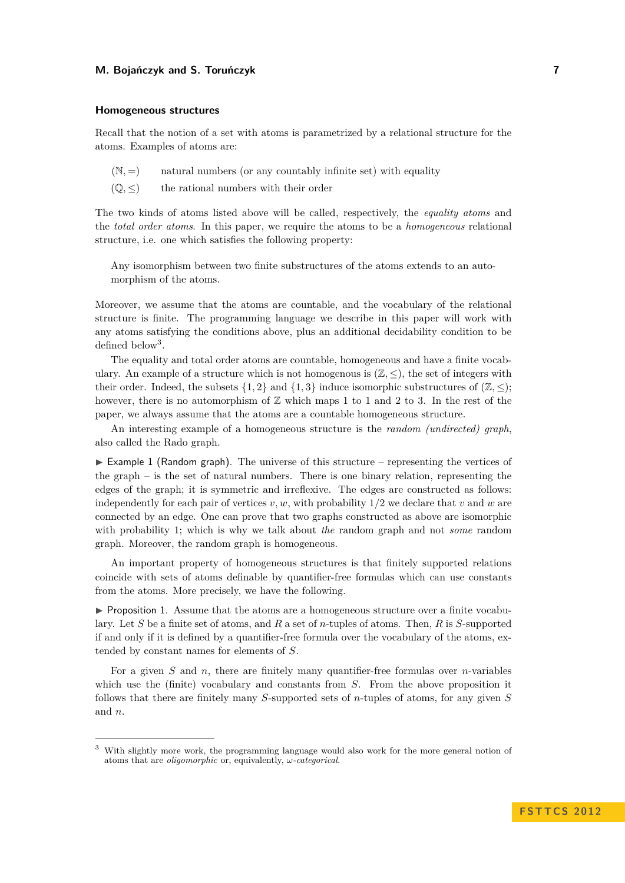### Homogeneous structures

Recall that the notion of a set with atoms is parametrized by a relational structure for the atoms. Examples of atoms are:

| | |
|---|---|
| $(\mathbb{N}, =)$ | natural numbers (or any countably infinite set) with equality |
| $(\mathbb{Q}, \leq)$ | the rational numbers with their order |

The two kinds of atoms listed above will be called, respectively, the *equality atoms* and the *total order atoms*. In this paper, we require the atoms to be a *homogeneous* relational structure, i.e. one which satisfies the following property:

> Any isomorphism between two finite substructures of the atoms extends to an automorphism of the atoms.

Moreover, we assume that the atoms are countable, and the vocabulary of the relational structure is finite. The programming language we describe in this paper will work with any atoms satisfying the conditions above, plus an additional decidability condition to be defined below[3].

The equality and total order atoms are countable, homogeneous and have a finite vocabulary. An example of a structure which is not homogenous is $(\mathbb{Z}, \leq)$, the set of integers with their order. Indeed, the subsets $\{1, 2\}$ and $\{1, 3\}$ induce isomorphic substructures of $(\mathbb{Z}, \leq)$; however, there is no automorphism of $\mathbb{Z}$ which maps 1 to 1 and 2 to 3. In the rest of the paper, we always assume that the atoms are a countable homogeneous structure.

An interesting example of a homogeneous structure is the *random (undirected) graph*, also called the Rado graph.

▶ Example 1 (Random graph). The universe of this structure – representing the vertices of the graph – is the set of natural numbers. There is one binary relation, representing the edges of the graph; it is symmetric and irreflexive. The edges are constructed as follows: independently for each pair of vertices $v, w$, with probability $1/2$ we declare that $v$ and $w$ are connected by an edge. One can prove that two graphs constructed as above are isomorphic with probability 1; which is why we talk about *the* random graph and not *some* random graph. Moreover, the random graph is homogeneous.

An important property of homogeneous structures is that finitely supported relations coincide with sets of atoms definable by quantifier-free formulas which can use constants from the atoms. More precisely, we have the following.

▶ Proposition 1. Assume that the atoms are a homogeneous structure over a finite vocabulary. Let $S$ be a finite set of atoms, and $R$ a set of $n$-tuples of atoms. Then, $R$ is $S$-supported if and only if it is defined by a quantifier-free formula over the vocabulary of the atoms, extended by constant names for elements of $S$.

For a given $S$ and $n$, there are finitely many quantifier-free formulas over $n$-variables which use the (finite) vocabulary and constants from $S$. From the above proposition it follows that there are finitely many $S$-supported sets of $n$-tuples of atoms, for any given $S$ and $n$.

[3] With slightly more work, the programming language would also work for the more general notion of atoms that are *oligomorphic* or, equivalently, $\omega$-*categorical*.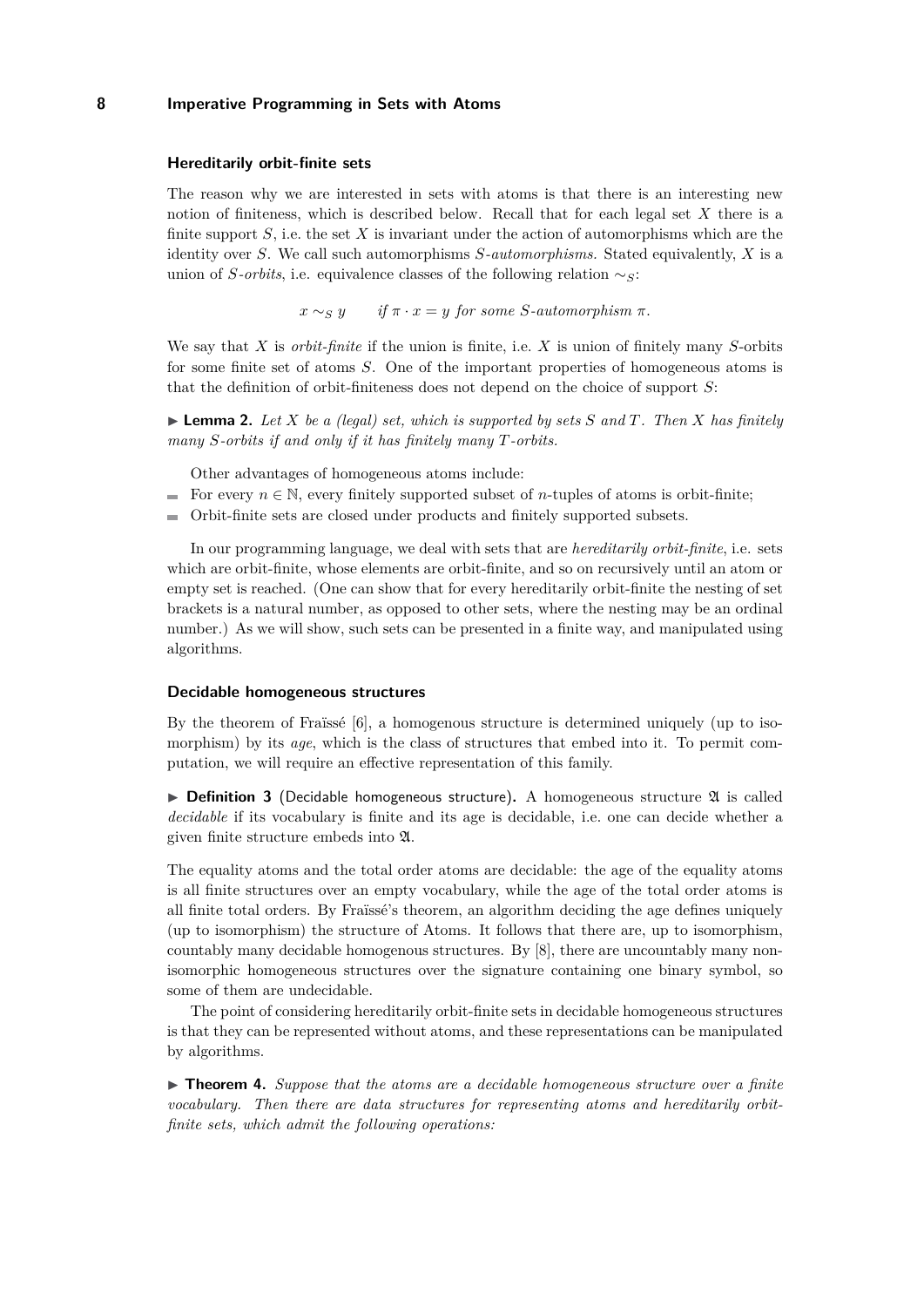### Hereditarily orbit-finite sets

The reason why we are interested in sets with atoms is that there is an interesting new notion of finiteness, which is described below. Recall that for each legal set $X$ there is a finite support $S$, i.e. the set $X$ is invariant under the action of automorphisms which are the identity over $S$. We call such automorphisms *$S$-automorphisms.* Stated equivalently, $X$ is a union of *$S$-orbits*, i.e. equivalence classes of the following relation $\sim_S$:

$$x \sim_S y \qquad \textit{if } \pi \cdot x = y \textit{ for some } S\textit{-automorphism } \pi.$$

We say that $X$ is *orbit-finite* if the union is finite, i.e. $X$ is union of finitely many $S$-orbits for some finite set of atoms $S$. One of the important properties of homogeneous atoms is that the definition of orbit-finiteness does not depend on the choice of support $S$:

▶ **Lemma 2.** *Let $X$ be a (legal) set, which is supported by sets $S$ and $T$. Then $X$ has finitely many $S$-orbits if and only if it has finitely many $T$-orbits.*

Other advantages of homogeneous atoms include:

- For every $n \in \mathbb{N}$, every finitely supported subset of $n$-tuples of atoms is orbit-finite;
- Orbit-finite sets are closed under products and finitely supported subsets.

In our programming language, we deal with sets that are *hereditarily orbit-finite*, i.e. sets which are orbit-finite, whose elements are orbit-finite, and so on recursively until an atom or empty set is reached. (One can show that for every hereditarily orbit-finite the nesting of set brackets is a natural number, as opposed to other sets, where the nesting may be an ordinal number.) As we will show, such sets can be presented in a finite way, and manipulated using algorithms.

### Decidable homogeneous structures

By the theorem of Fraïssé [6], a homogenous structure is determined uniquely (up to isomorphism) by its *age*, which is the class of structures that embed into it. To permit computation, we will require an effective representation of this family.

▶ **Definition 3** (Decidable homogeneous structure)**.** A homogeneous structure $\mathfrak{A}$ is called *decidable* if its vocabulary is finite and its age is decidable, i.e. one can decide whether a given finite structure embeds into $\mathfrak{A}$.

The equality atoms and the total order atoms are decidable: the age of the equality atoms is all finite structures over an empty vocabulary, while the age of the total order atoms is all finite total orders. By Fraïssé's theorem, an algorithm deciding the age defines uniquely (up to isomorphism) the structure of Atoms. It follows that there are, up to isomorphism, countably many decidable homogenous structures. By [8], there are uncountably many non-isomorphic homogeneous structures over the signature containing one binary symbol, so some of them are undecidable.

The point of considering hereditarily orbit-finite sets in decidable homogeneous structures is that they can be represented without atoms, and these representations can be manipulated by algorithms.

▶ **Theorem 4.** *Suppose that the atoms are a decidable homogeneous structure over a finite vocabulary. Then there are data structures for representing atoms and hereditarily orbit-finite sets, which admit the following operations:*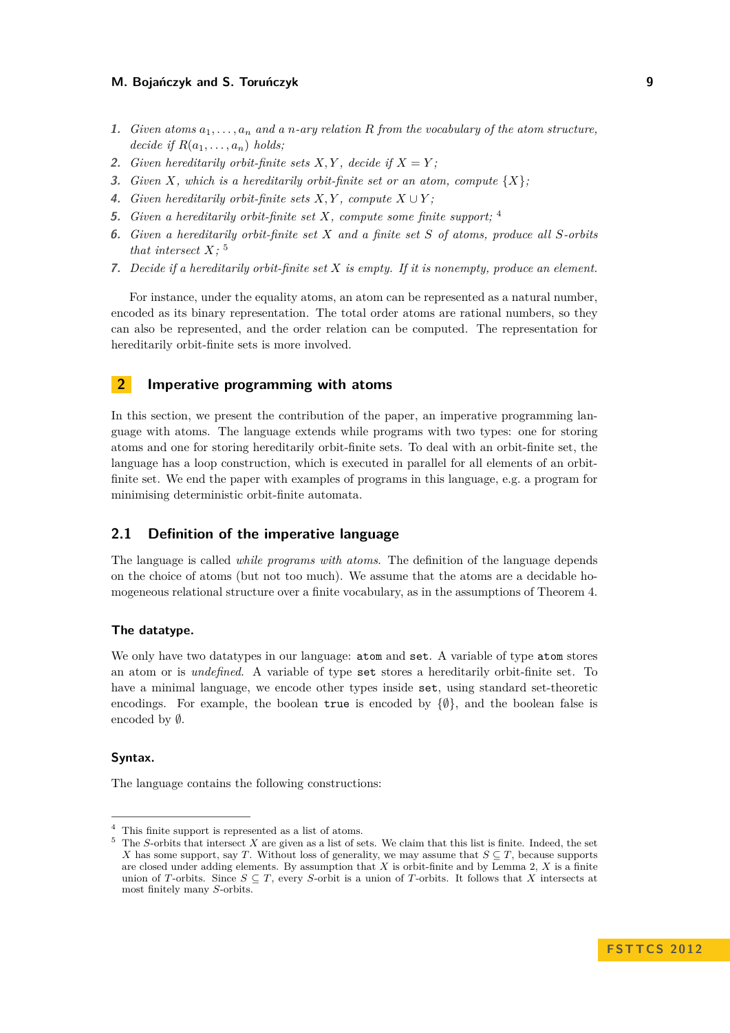1. *Given atoms $a_1, \ldots, a_n$ and a $n$-ary relation $R$ from the vocabulary of the atom structure, decide if $R(a_1, \ldots, a_n)$ holds;*
2. *Given hereditarily orbit-finite sets $X, Y$, decide if $X = Y$;*
3. *Given $X$, which is a hereditarily orbit-finite set or an atom, compute $\{X\}$;*
4. *Given hereditarily orbit-finite sets $X, Y$, compute $X \cup Y$;*
5. *Given a hereditarily orbit-finite set $X$, compute some finite support;* [4]
6. *Given a hereditarily orbit-finite set $X$ and a finite set $S$ of atoms, produce all $S$-orbits that intersect $X$;* [5]
7. *Decide if a hereditarily orbit-finite set $X$ is empty. If it is nonempty, produce an element.*

For instance, under the equality atoms, an atom can be represented as a natural number, encoded as its binary representation. The total order atoms are rational numbers, so they can also be represented, and the order relation can be computed. The representation for hereditarily orbit-finite sets is more involved.

## 2 Imperative programming with atoms

In this section, we present the contribution of the paper, an imperative programming language with atoms. The language extends while programs with two types: one for storing atoms and one for storing hereditarily orbit-finite sets. To deal with an orbit-finite set, the language has a loop construction, which is executed in parallel for all elements of an orbit-finite set. We end the paper with examples of programs in this language, e.g. a program for minimising deterministic orbit-finite automata.

### 2.1 Definition of the imperative language

The language is called *while programs with atoms*. The definition of the language depends on the choice of atoms (but not too much). We assume that the atoms are a decidable homogeneous relational structure over a finite vocabulary, as in the assumptions of Theorem 4.

#### The datatype.

We only have two datatypes in our language: `atom` and `set`. A variable of type `atom` stores an atom or is *undefined*. A variable of type `set` stores a hereditarily orbit-finite set. To have a minimal language, we encode other types inside `set`, using standard set-theoretic encodings. For example, the boolean `true` is encoded by $\{\emptyset\}$, and the boolean false is encoded by $\emptyset$.

#### Syntax.

The language contains the following constructions:

---

[4] This finite support is represented as a list of atoms.

[5] The $S$-orbits that intersect $X$ are given as a list of sets. We claim that this list is finite. Indeed, the set $X$ has some support, say $T$. Without loss of generality, we may assume that $S \subseteq T$, because supports are closed under adding elements. By assumption that $X$ is orbit-finite and by Lemma 2, $X$ is a finite union of $T$-orbits. Since $S \subseteq T$, every $S$-orbit is a union of $T$-orbits. It follows that $X$ intersects at most finitely many $S$-orbits.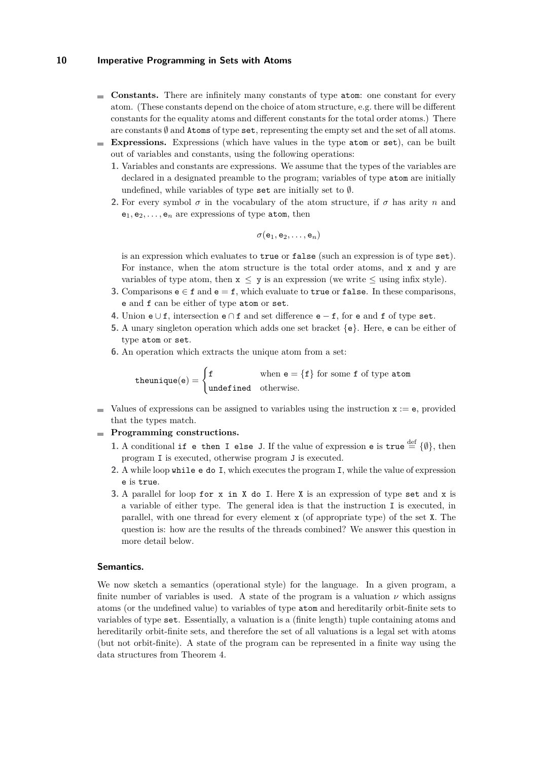- **Constants.** There are infinitely many constants of type `atom`: one constant for every atom. (These constants depend on the choice of atom structure, e.g. there will be different constants for the equality atoms and different constants for the total order atoms.) There are constants $\emptyset$ and `Atoms` of type `set`, representing the empty set and the set of all atoms.
- **Expressions.** Expressions (which have values in the type `atom` or `set`), can be built out of variables and constants, using the following operations:
  1. Variables and constants are expressions. We assume that the types of the variables are declared in a designated preamble to the program; variables of type `atom` are initially undefined, while variables of type `set` are initially set to $\emptyset$.
  2. For every symbol $\sigma$ in the vocabulary of the atom structure, if $\sigma$ has arity $n$ and $\mathtt{e}_1, \mathtt{e}_2, \ldots, \mathtt{e}_n$ are expressions of type `atom`, then

     $$\sigma(\mathtt{e}_1, \mathtt{e}_2, \ldots, \mathtt{e}_n)$$

     is an expression which evaluates to `true` or `false` (such an expression is of type `set`). For instance, when the atom structure is the total order atoms, and `x` and `y` are variables of type atom, then $\mathtt{x} \leq \mathtt{y}$ is an expression (we write $\leq$ using infix style).
  3. Comparisons $\mathtt{e} \in \mathtt{f}$ and $\mathtt{e} = \mathtt{f}$, which evaluate to `true` or `false`. In these comparisons, `e` and `f` can be either of type `atom` or `set`.
  4. Union $\mathtt{e} \cup \mathtt{f}$, intersection $\mathtt{e} \cap \mathtt{f}$ and set difference $\mathtt{e} - \mathtt{f}$, for `e` and `f` of type `set`.
  5. A unary singleton operation which adds one set bracket $\{\mathtt{e}\}$. Here, `e` can be either of type `atom` or `set`.
  6. An operation which extracts the unique atom from a set:

     $$\mathtt{theunique}(\mathtt{e}) = \begin{cases} \mathtt{f} & \text{when } \mathtt{e} = \{\mathtt{f}\} \text{ for some } \mathtt{f} \text{ of type } \mathtt{atom} \\ \mathtt{undefined} & \text{otherwise.} \end{cases}$$

- Values of expressions can be assigned to variables using the instruction $\mathtt{x} := \mathtt{e}$, provided that the types match.
- **Programming constructions.**
  1. A conditional `if e then I else J`. If the value of expression `e` is $\mathtt{true} \stackrel{\text{def}}{=} \{\emptyset\}$, then program `I` is executed, otherwise program `J` is executed.
  2. A while loop `while e do I`, which executes the program `I`, while the value of expression `e` is `true`.
  3. A parallel for loop `for x in X do I`. Here `X` is an expression of type `set` and `x` is a variable of either type. The general idea is that the instruction `I` is executed, in parallel, with one thread for every element `x` (of appropriate type) of the set `X`. The question is: how are the results of the threads combined? We answer this question in more detail below.

### Semantics.

We now sketch a semantics (operational style) for the language. In a given program, a finite number of variables is used. A state of the program is a valuation $\nu$ which assigns atoms (or the undefined value) to variables of type `atom` and hereditarily orbit-finite sets to variables of type `set`. Essentially, a valuation is a (finite length) tuple containing atoms and hereditarily orbit-finite sets, and therefore the set of all valuations is a legal set with atoms (but not orbit-finite). A state of the program can be represented in a finite way using the data structures from Theorem 4.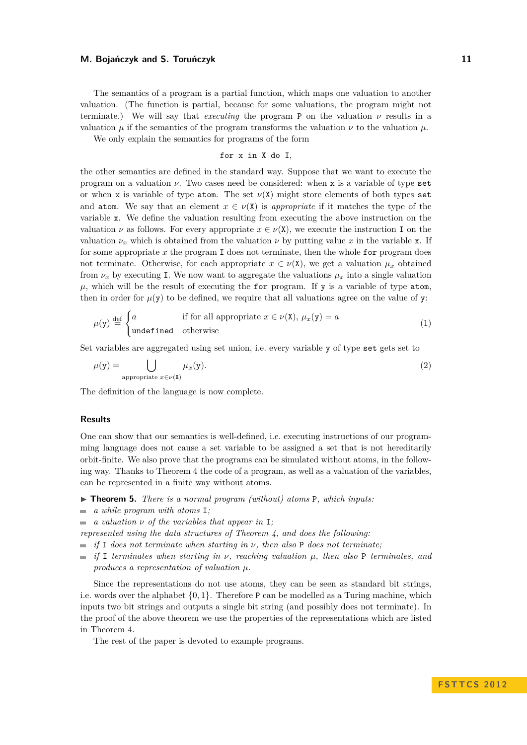The semantics of a program is a partial function, which maps one valuation to another valuation. (The function is partial, because for some valuations, the program might not terminate.) We will say that *executing* the program P on the valuation $\nu$ results in a valuation $\mu$ if the semantics of the program transforms the valuation $\nu$ to the valuation $\mu$.

We only explain the semantics for programs of the form

```
for x in X do I,
```

the other semantics are defined in the standard way. Suppose that we want to execute the program on a valuation $\nu$. Two cases need be considered: when `x` is a variable of type `set` or when `x` is variable of type `atom`. The set $\nu(\mathtt{X})$ might store elements of both types `set` and `atom`. We say that an element $x \in \nu(\mathtt{X})$ is *appropriate* if it matches the type of the variable `x`. We define the valuation resulting from executing the above instruction on the valuation $\nu$ as follows. For every appropriate $x \in \nu(\mathtt{X})$, we execute the instruction I on the valuation $\nu_x$ which is obtained from the valuation $\nu$ by putting value $x$ in the variable `x`. If for some appropriate $x$ the program I does not terminate, then the whole `for` program does not terminate. Otherwise, for each appropriate $x \in \nu(\mathtt{X})$, we get a valuation $\mu_x$ obtained from $\nu_x$ by executing I. We now want to aggregate the valuations $\mu_x$ into a single valuation $\mu$, which will be the result of executing the `for` program. If `y` is a variable of type `atom`, then in order for $\mu(\mathtt{y})$ to be defined, we require that all valuations agree on the value of `y`:

$$\mu(\mathtt{y}) \stackrel{\text{def}}{=} \begin{cases} a & \text{if for all appropriate } x \in \nu(\mathtt{X}),\ \mu_x(\mathtt{y}) = a \\ \mathtt{undefined} & \text{otherwise} \end{cases} \tag{1}$$

Set variables are aggregated using set union, i.e. every variable `y` of type `set` gets set to

$$\mu(\mathtt{y}) = \bigcup_{\text{appropriate } x \in \nu(\mathtt{X})} \mu_x(\mathtt{y}). \tag{2}$$

The definition of the language is now complete.

## Results

One can show that our semantics is well-defined, i.e. executing instructions of our programming language does not cause a set variable to be assigned a set that is not hereditarily orbit-finite. We also prove that the programs can be simulated without atoms, in the following way. Thanks to Theorem 4 the code of a program, as well as a valuation of the variables, can be represented in a finite way without atoms.

▶ **Theorem 5.** *There is a normal program (without) atoms* P*, which inputs:*

- *a while program with atoms* I*;*
- *a valuation $\nu$ of the variables that appear in* I*;*

*represented using the data structures of Theorem 4, and does the following:*

- *if* I *does not terminate when starting in $\nu$, then also* P *does not terminate;*
- *if* I *terminates when starting in $\nu$, reaching valuation $\mu$, then also* P *terminates, and produces a representation of valuation $\mu$.*

Since the representations do not use atoms, they can be seen as standard bit strings, i.e. words over the alphabet $\{0, 1\}$. Therefore P can be modelled as a Turing machine, which inputs two bit strings and outputs a single bit string (and possibly does not terminate). In the proof of the above theorem we use the properties of the representations which are listed in Theorem 4.

The rest of the paper is devoted to example programs.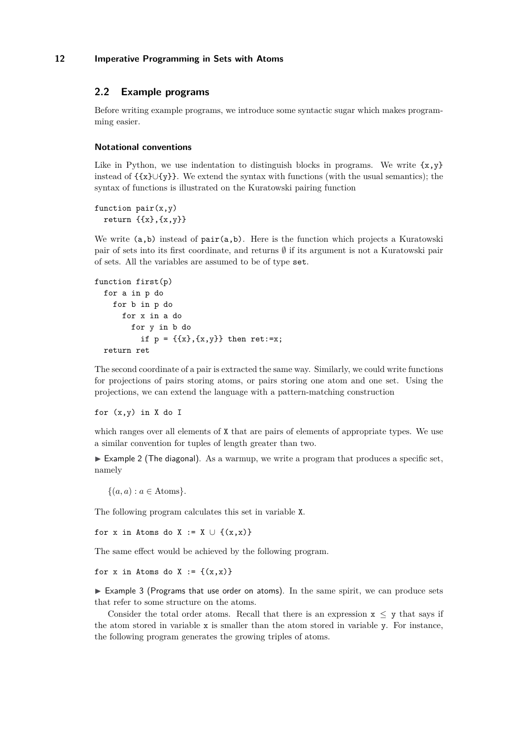## 2.2 Example programs

Before writing example programs, we introduce some syntactic sugar which makes programming easier.

### Notational conventions

Like in Python, we use indentation to distinguish blocks in programs. We write `{x,y}` instead of `{{x}∪{y}}`. We extend the syntax with functions (with the usual semantics); the syntax of functions is illustrated on the Kuratowski pairing function

```
function pair(x,y)
  return {{x},{x,y}}
```

We write `(a,b)` instead of `pair(a,b)`. Here is the function which projects a Kuratowski pair of sets into its first coordinate, and returns $\emptyset$ if its argument is not a Kuratowski pair of sets. All the variables are assumed to be of type `set`.

```
function first(p)
  for a in p do
    for b in p do
      for x in a do
        for y in b do
          if p = {{x},{x,y}} then ret:=x;
  return ret
```

The second coordinate of a pair is extracted the same way. Similarly, we could write functions for projections of pairs storing atoms, or pairs storing one atom and one set. Using the projections, we can extend the language with a pattern-matching construction

```
for (x,y) in X do I
```

which ranges over all elements of `X` that are pairs of elements of appropriate types. We use a similar convention for tuples of length greater than two.

► Example 2 (The diagonal). As a warmup, we write a program that produces a specific set, namely

$$\{(a,a) : a \in \text{Atoms}\}.$$

The following program calculates this set in variable `X`.

```
for x in Atoms do X := X ∪ {(x,x)}
```

The same effect would be achieved by the following program.

```
for x in Atoms do X := {(x,x)}
```

► Example 3 (Programs that use order on atoms). In the same spirit, we can produce sets that refer to some structure on the atoms.

Consider the total order atoms. Recall that there is an expression `x ≤ y` that says if the atom stored in variable `x` is smaller than the atom stored in variable `y`. For instance, the following program generates the growing triples of atoms.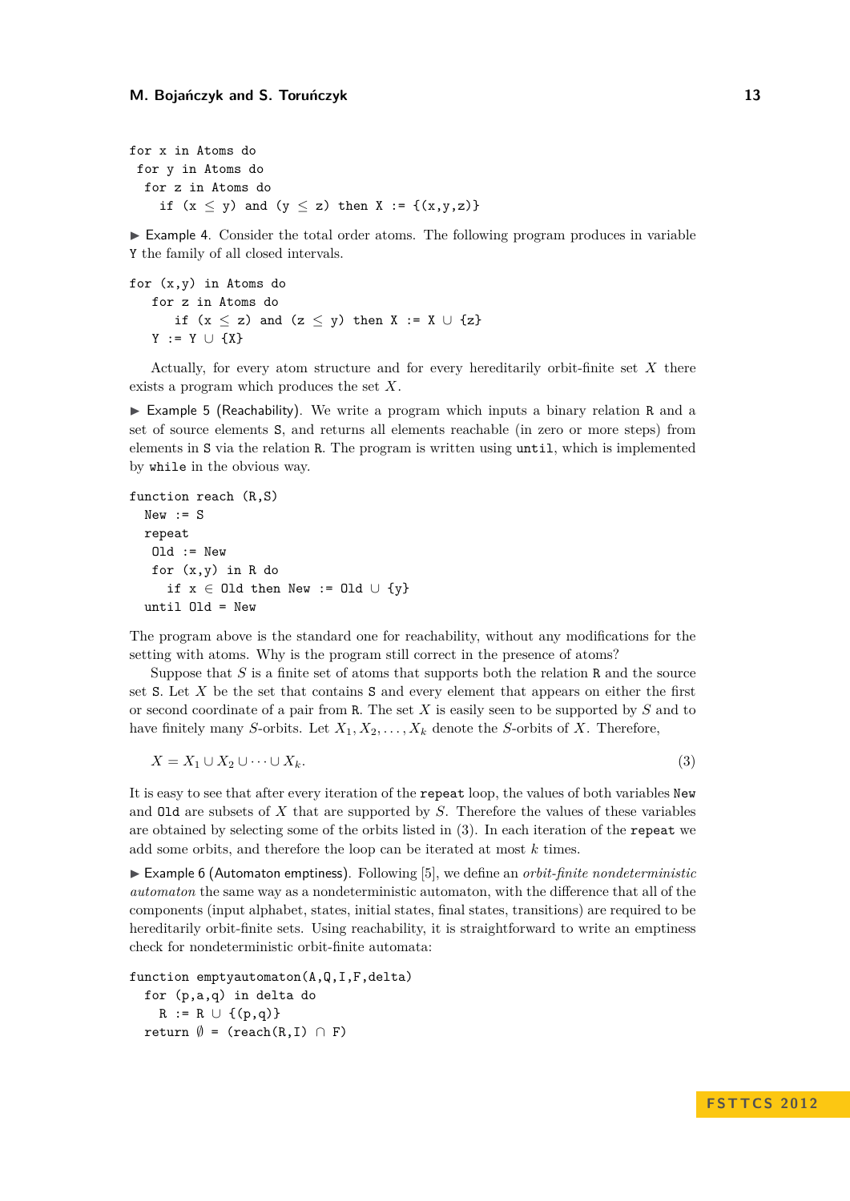```
for x in Atoms do
 for y in Atoms do
  for z in Atoms do
    if (x ≤ y) and (y ≤ z) then X := {(x,y,z)}
```

▶ Example 4. Consider the total order atoms. The following program produces in variable Y the family of all closed intervals.

```
for (x,y) in Atoms do
   for z in Atoms do
      if (x ≤ z) and (z ≤ y) then X := X ∪ {z}
   Y := Y ∪ {X}
```

Actually, for every atom structure and for every hereditarily orbit-finite set $X$ there exists a program which produces the set $X$.

▶ Example 5 (Reachability). We write a program which inputs a binary relation `R` and a set of source elements `S`, and returns all elements reachable (in zero or more steps) from elements in `S` via the relation `R`. The program is written using `until`, which is implemented by `while` in the obvious way.

```
function reach (R,S)
  New := S
  repeat
   Old := New
   for (x,y) in R do
     if x ∈ Old then New := Old ∪ {y}
  until Old = New
```

The program above is the standard one for reachability, without any modifications for the setting with atoms. Why is the program still correct in the presence of atoms?

Suppose that $S$ is a finite set of atoms that supports both the relation `R` and the source set `S`. Let $X$ be the set that contains `S` and every element that appears on either the first or second coordinate of a pair from `R`. The set $X$ is easily seen to be supported by $S$ and to have finitely many $S$-orbits. Let $X_1, X_2, \dots, X_k$ denote the $S$-orbits of $X$. Therefore,

$$X = X_1 \cup X_2 \cup \cdots \cup X_k. \tag{3}$$

It is easy to see that after every iteration of the `repeat` loop, the values of both variables `New` and `Old` are subsets of $X$ that are supported by $S$. Therefore the values of these variables are obtained by selecting some of the orbits listed in (3). In each iteration of the `repeat` we add some orbits, and therefore the loop can be iterated at most $k$ times.

▶ Example 6 (Automaton emptiness). Following [5], we define an *orbit-finite nondeterministic automaton* the same way as a nondeterministic automaton, with the difference that all of the components (input alphabet, states, initial states, final states, transitions) are required to be hereditarily orbit-finite sets. Using reachability, it is straightforward to write an emptiness check for nondeterministic orbit-finite automata:

```
function emptyautomaton(A,Q,I,F,delta)
  for (p,a,q) in delta do
    R := R ∪ {(p,q)}
  return ∅ = (reach(R,I) ∩ F)
```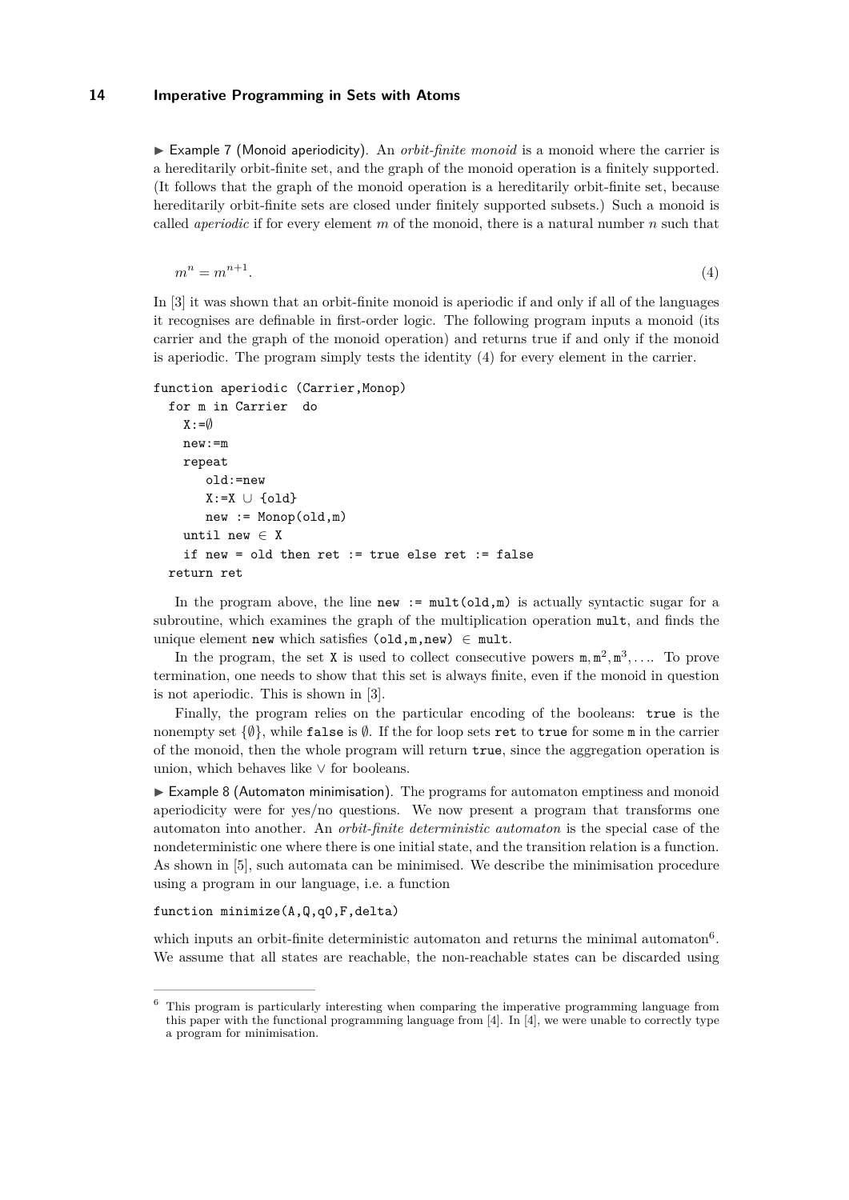▶ Example 7 (Monoid aperiodicity). An *orbit-finite monoid* is a monoid where the carrier is a hereditarily orbit-finite set, and the graph of the monoid operation is a finitely supported. (It follows that the graph of the monoid operation is a hereditarily orbit-finite set, because hereditarily orbit-finite sets are closed under finitely supported subsets.) Such a monoid is called *aperiodic* if for every element $m$ of the monoid, there is a natural number $n$ such that

$$m^n = m^{n+1}. \tag{4}$$

In [3] it was shown that an orbit-finite monoid is aperiodic if and only if all of the languages it recognises are definable in first-order logic. The following program inputs a monoid (its carrier and the graph of the monoid operation) and returns true if and only if the monoid is aperiodic. The program simply tests the identity (4) for every element in the carrier.

```
function aperiodic (Carrier,Monop)
  for m in Carrier  do
    X:=∅
    new:=m
    repeat
       old:=new
       X:=X ∪ {old}
       new := Monop(old,m)
    until new ∈ X
    if new = old then ret := true else ret := false
  return ret
```

In the program above, the line `new := mult(old,m)` is actually syntactic sugar for a subroutine, which examines the graph of the multiplication operation `mult`, and finds the unique element `new` which satisfies `(old,m,new)` $\in$ `mult`.

In the program, the set `X` is used to collect consecutive powers $\mathtt{m}, \mathtt{m}^2, \mathtt{m}^3, \ldots$. To prove termination, one needs to show that this set is always finite, even if the monoid in question is not aperiodic. This is shown in [3].

Finally, the program relies on the particular encoding of the booleans: `true` is the nonempty set $\{\emptyset\}$, while `false` is $\emptyset$. If the for loop sets `ret` to `true` for some `m` in the carrier of the monoid, then the whole program will return `true`, since the aggregation operation is union, which behaves like $\vee$ for booleans.

▶ Example 8 (Automaton minimisation). The programs for automaton emptiness and monoid aperiodicity were for yes/no questions. We now present a program that transforms one automaton into another. An *orbit-finite deterministic automaton* is the special case of the nondeterministic one where there is one initial state, and the transition relation is a function. As shown in [5], such automata can be minimised. We describe the minimisation procedure using a program in our language, i.e. a function

```
function minimize(A,Q,q0,F,delta)
```

which inputs an orbit-finite deterministic automaton and returns the minimal automaton[6]. We assume that all states are reachable, the non-reachable states can be discarded using

[6] This program is particularly interesting when comparing the imperative programming language from this paper with the functional programming language from [4]. In [4], we were unable to correctly type a program for minimisation.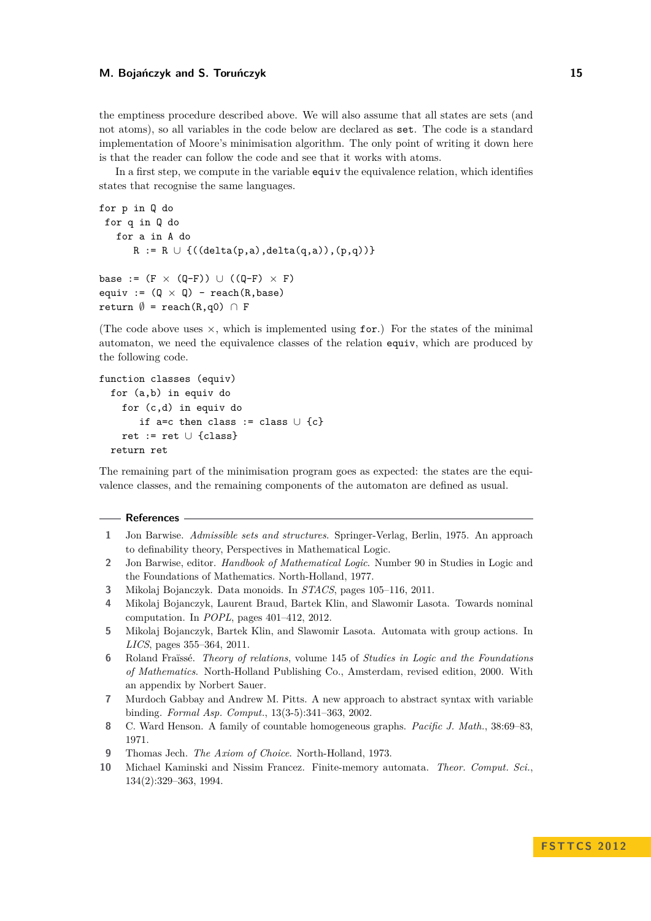the emptiness procedure described above. We will also assume that all states are sets (and not atoms), so all variables in the code below are declared as `set`. The code is a standard implementation of Moore's minimisation algorithm. The only point of writing it down here is that the reader can follow the code and see that it works with atoms.

In a first step, we compute in the variable `equiv` the equivalence relation, which identifies states that recognise the same languages.

```
for p in Q do
 for q in Q do
   for a in A do
      R := R ∪ {((delta(p,a),delta(q,a)),(p,q))}

base := (F × (Q-F)) ∪ ((Q-F) × F)
equiv := (Q × Q) - reach(R,base)
return ∅ = reach(R,q0) ∩ F
```

(The code above uses $\times$, which is implemented using `for`.) For the states of the minimal automaton, we need the equivalence classes of the relation `equiv`, which are produced by the following code.

```
function classes (equiv)
  for (a,b) in equiv do
    for (c,d) in equiv do
       if a=c then class := class ∪ {c}
    ret := ret ∪ {class}
  return ret
```

The remaining part of the minimisation program goes as expected: the states are the equivalence classes, and the remaining components of the automaton are defined as usual.

## References

1. Jon Barwise. *Admissible sets and structures.* Springer-Verlag, Berlin, 1975. An approach to definability theory, Perspectives in Mathematical Logic.
2. Jon Barwise, editor. *Handbook of Mathematical Logic*. Number 90 in Studies in Logic and the Foundations of Mathematics. North-Holland, 1977.
3. Mikolaj Bojanczyk. Data monoids. In *STACS*, pages 105–116, 2011.
4. Mikolaj Bojanczyk, Laurent Braud, Bartek Klin, and Slawomir Lasota. Towards nominal computation. In *POPL*, pages 401–412, 2012.
5. Mikolaj Bojanczyk, Bartek Klin, and Slawomir Lasota. Automata with group actions. In *LICS*, pages 355–364, 2011.
6. Roland Fraïssé. *Theory of relations*, volume 145 of *Studies in Logic and the Foundations of Mathematics*. North-Holland Publishing Co., Amsterdam, revised edition, 2000. With an appendix by Norbert Sauer.
7. Murdoch Gabbay and Andrew M. Pitts. A new approach to abstract syntax with variable binding. *Formal Asp. Comput.*, 13(3-5):341–363, 2002.
8. C. Ward Henson. A family of countable homogeneous graphs. *Pacific J. Math.*, 38:69–83, 1971.
9. Thomas Jech. *The Axiom of Choice*. North-Holland, 1973.
10. Michael Kaminski and Nissim Francez. Finite-memory automata. *Theor. Comput. Sci.*, 134(2):329–363, 1994.